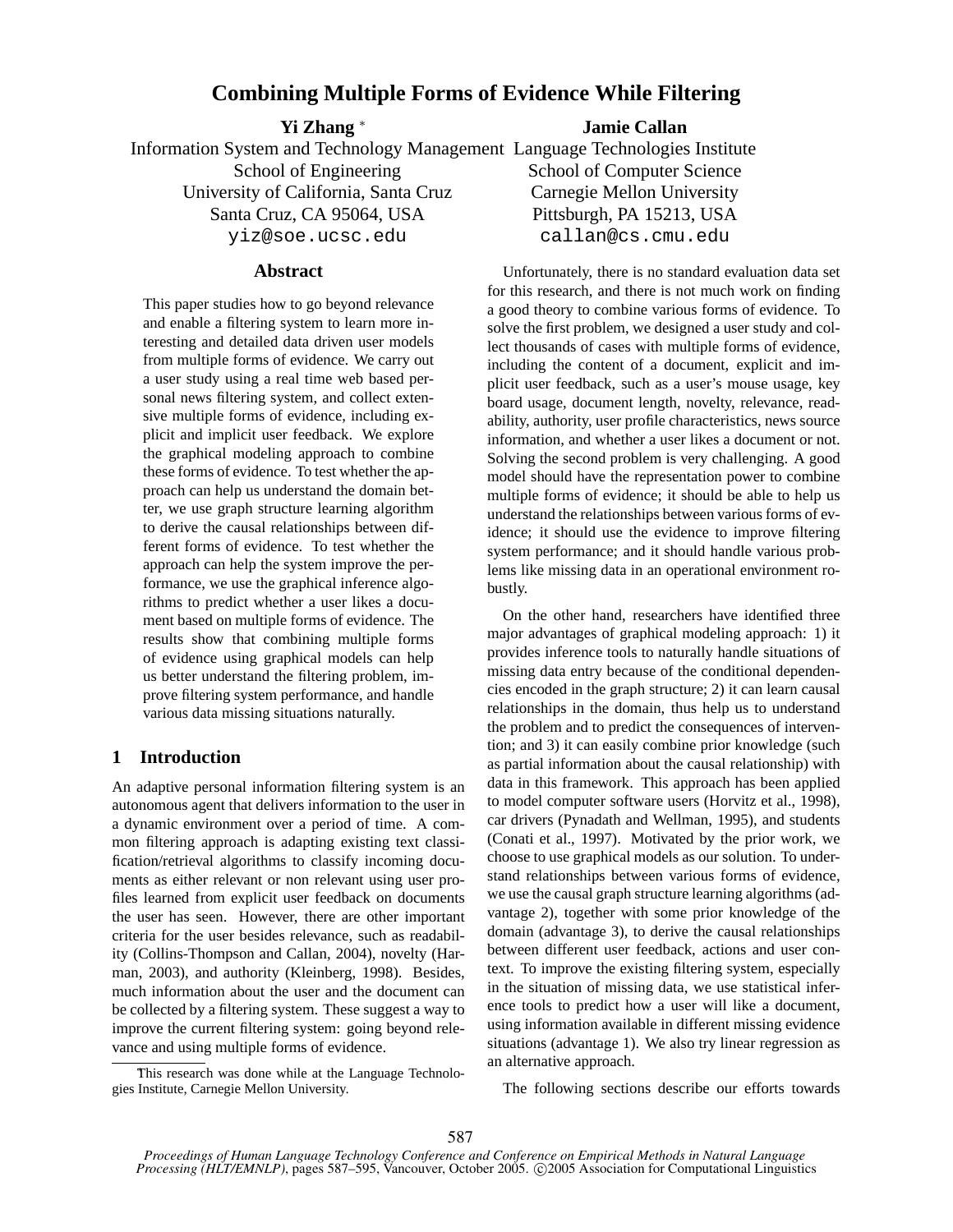# Combining Multiple Forms of Evidence While Filtering

**Yi Zhang** *
Information System and Technology Management
School of Engineering
University of California, Santa Cruz
Santa Cruz, CA 95064, USA
yiz@soe.ucsc.edu

**Jamie Callan**
Language Technologies Institute
School of Computer Science
Carnegie Mellon University
Pittsburgh, PA 15213, USA
callan@cs.cmu.edu

## Abstract

This paper studies how to go beyond relevance and enable a filtering system to learn more interesting and detailed data driven user models from multiple forms of evidence. We carry out a user study using a real time web based personal news filtering system, and collect extensive multiple forms of evidence, including explicit and implicit user feedback. We explore the graphical modeling approach to combine these forms of evidence. To test whether the approach can help us understand the domain better, we use graph structure learning algorithm to derive the causal relationships between different forms of evidence. To test whether the approach can help the system improve the performance, we use the graphical inference algorithms to predict whether a user likes a document based on multiple forms of evidence. The results show that combining multiple forms of evidence using graphical models can help us better understand the filtering problem, improve filtering system performance, and handle various data missing situations naturally.

## 1 Introduction

An adaptive personal information filtering system is an autonomous agent that delivers information to the user in a dynamic environment over a period of time. A common filtering approach is adapting existing text classification/retrieval algorithms to classify incoming documents as either relevant or non relevant using user profiles learned from explicit user feedback on documents the user has seen. However, there are other important criteria for the user besides relevance, such as readability (Collins-Thompson and Callan, 2004), novelty (Harman, 2003), and authority (Kleinberg, 1998). Besides, much information about the user and the document can be collected by a filtering system. These suggest a way to improve the current filtering system: going beyond relevance and using multiple forms of evidence.

* This research was done while at the Language Technologies Institute, Carnegie Mellon University.

Unfortunately, there is no standard evaluation data set for this research, and there is not much work on finding a good theory to combine various forms of evidence. To solve the first problem, we designed a user study and collect thousands of cases with multiple forms of evidence, including the content of a document, explicit and implicit user feedback, such as a user's mouse usage, key board usage, document length, novelty, relevance, readability, authority, user profile characteristics, news source information, and whether a user likes a document or not. Solving the second problem is very challenging. A good model should have the representation power to combine multiple forms of evidence; it should be able to help us understand the relationships between various forms of evidence; it should use the evidence to improve filtering system performance; and it should handle various problems like missing data in an operational environment robustly.

On the other hand, researchers have identified three major advantages of graphical modeling approach: 1) it provides inference tools to naturally handle situations of missing data entry because of the conditional dependencies encoded in the graph structure; 2) it can learn causal relationships in the domain, thus help us to understand the problem and to predict the consequences of intervention; and 3) it can easily combine prior knowledge (such as partial information about the causal relationship) with data in this framework. This approach has been applied to model computer software users (Horvitz et al., 1998), car drivers (Pynadath and Wellman, 1995), and students (Conati et al., 1997). Motivated by the prior work, we choose to use graphical models as our solution. To understand relationships between various forms of evidence, we use the causal graph structure learning algorithms (advantage 2), together with some prior knowledge of the domain (advantage 3), to derive the causal relationships between different user feedback, actions and user context. To improve the existing filtering system, especially in the situation of missing data, we use statistical inference tools to predict how a user will like a document, using information available in different missing evidence situations (advantage 1). We also try linear regression as an alternative approach.

The following sections describe our efforts towards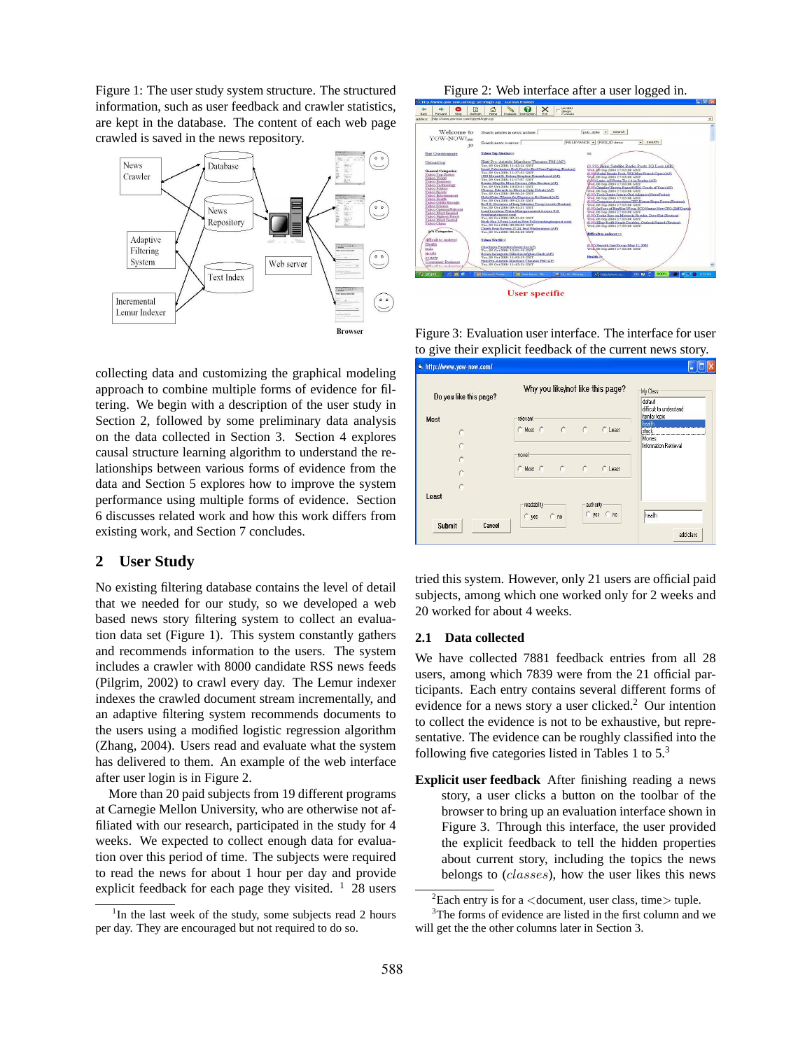Figure 1: The user study system structure. The structured information, such as user feedback and crawler statistics, are kept in the database. The content of each web page crawled is saved in the news repository.

Figure 2: Web interface after a user logged in.

Figure 3: Evaluation user interface. The interface for user to give their explicit feedback of the current news story.

collecting data and customizing the graphical modeling approach to combine multiple forms of evidence for filtering. We begin with a description of the user study in Section 2, followed by some preliminary data analysis on the data collected in Section 3. Section 4 explores causal structure learning algorithm to understand the relationships between various forms of evidence from the data and Section 5 explores how to improve the system performance using multiple forms of evidence. Section 6 discusses related work and how this work differs from existing work, and Section 7 concludes.

## 2 User Study

No existing filtering database contains the level of detail that we needed for our study, so we developed a web based news story filtering system to collect an evaluation data set (Figure 1). This system constantly gathers and recommends information to the users. The system includes a crawler with 8000 candidate RSS news feeds (Pilgrim, 2002) to crawl every day. The Lemur indexer indexes the crawled document stream incrementally, and an adaptive filtering system recommends documents to the users using a modified logistic regression algorithm (Zhang, 2004). Users read and evaluate what the system has delivered to them. An example of the web interface after user login is in Figure 2.

More than 20 paid subjects from 19 different programs at Carnegie Mellon University, who are otherwise not affiliated with our research, participated in the study for 4 weeks. We expected to collect enough data for evaluation over this period of time. The subjects were required to read the news for about 1 hour per day and provide explicit feedback for each page they visited. [1] 28 users tried this system. However, only 21 users are official paid subjects, among which one worked only for 2 weeks and 20 worked for about 4 weeks.

### 2.1 Data collected

We have collected 7881 feedback entries from all 28 users, among which 7839 were from the 21 official participants. Each entry contains several different forms of evidence for a news story a user clicked.[2] Our intention to collect the evidence is not to be exhaustive, but representative. The evidence can be roughly classified into the following five categories listed in Tables 1 to 5.[3]

**Explicit user feedback** After finishing reading a news story, a user clicks a button on the toolbar of the browser to bring up an evaluation interface shown in Figure 3. Through this interface, the user provided the explicit feedback to tell the hidden properties about current story, including the topics the news belongs to ($classes$), how the user likes this news

[1] In the last week of the study, some subjects read 2 hours per day. They are encouraged but not required to do so.

[2] Each entry is for a <document, user class, time> tuple.

[3] The forms of evidence are listed in the first column and we will get the the other columns later in Section 3.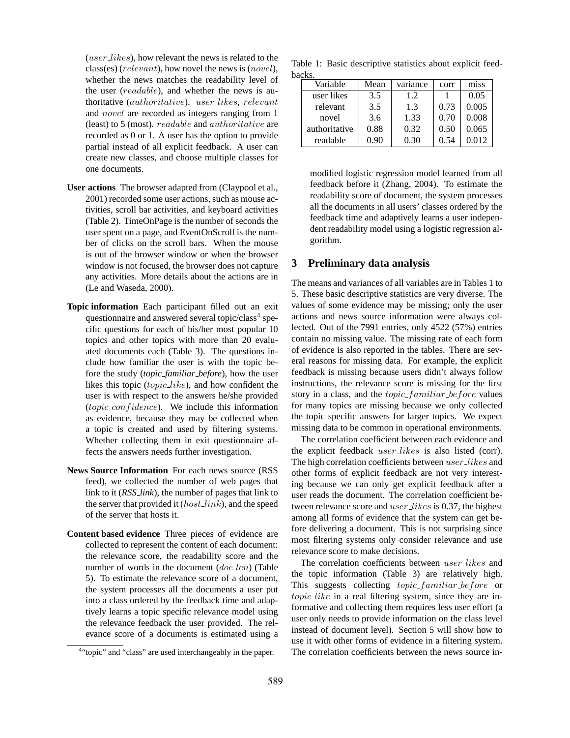($user\_likes$), how relevant the news is related to the class(es) ($relevant$), how novel the news is ($novel$), whether the news matches the readability level of the user ($readable$), and whether the news is authoritative ($authoritative$). $user\_likes$, $relevant$ and $novel$ are recorded as integers ranging from 1 (least) to 5 (most). $readable$ and $authoritative$ are recorded as 0 or 1. A user has the option to provide partial instead of all explicit feedback. A user can create new classes, and choose multiple classes for one documents.

**User actions** The browser adapted from (Claypool et al., 2001) recorded some user actions, such as mouse activities, scroll bar activities, and keyboard activities (Table 2). TimeOnPage is the number of seconds the user spent on a page, and EventOnScroll is the number of clicks on the scroll bars. When the mouse is out of the browser window or when the browser window is not focused, the browser does not capture any activities. More details about the actions are in (Le and Waseda, 2000).

**Topic information** Each participant filled out an exit questionnaire and answered several topic/class[4] specific questions for each of his/her most popular 10 topics and other topics with more than 20 evaluated documents each (Table 3). The questions include how familiar the user is with the topic before the study (*topic_familiar_before*), how the user likes this topic ($topic\_like$), and how confident the user is with respect to the answers he/she provided ($topic\_confidence$). We include this information as evidence, because they may be collected when a topic is created and used by filtering systems. Whether collecting them in exit questionnaire affects the answers needs further investigation.

**News Source Information** For each news source (RSS feed), we collected the number of web pages that link to it (*RSS_link*), the number of pages that link to the server that provided it ($host\_link$), and the speed of the server that hosts it.

**Content based evidence** Three pieces of evidence are collected to represent the content of each document: the relevance score, the readability score and the number of words in the document ($doc\_len$) (Table 5). To estimate the relevance score of a document, the system processes all the documents a user put into a class ordered by the feedback time and adaptively learns a topic specific relevance model using the relevance feedback the user provided. The relevance score of a documents is estimated using a modified logistic regression model learned from all feedback before it (Zhang, 2004). To estimate the readability score of document, the system processes all the documents in all users' classes ordered by the feedback time and adaptively learns a user independent readability model using a logistic regression algorithm.

[4]"topic" and "class" are used interchangeably in the paper.

Table 1: Basic descriptive statistics about explicit feedbacks.

| Variable | Mean | variance | corr | miss |
|---|---|---|---|---|
| user likes | 3.5 | 1.2 | 1 | 0.05 |
| relevant | 3.5 | 1.3 | 0.73 | 0.005 |
| novel | 3.6 | 1.33 | 0.70 | 0.008 |
| authoritative | 0.88 | 0.32 | 0.50 | 0.065 |
| readable | 0.90 | 0.30 | 0.54 | 0.012 |

## 3 Preliminary data analysis

The means and variances of all variables are in Tables 1 to 5. These basic descriptive statistics are very diverse. The values of some evidence may be missing; only the user actions and news source information were always collected. Out of the 7991 entries, only 4522 (57%) entries contain no missing value. The missing rate of each form of evidence is also reported in the tables. There are several reasons for missing data. For example, the explicit feedback is missing because users didn't always follow instructions, the relevance score is missing for the first story in a class, and the $topic\_familiar\_before$ values for many topics are missing because we only collected the topic specific answers for larger topics. We expect missing data to be common in operational environments.

The correlation coefficient between each evidence and the explicit feedback $user\_likes$ is also listed (corr). The high correlation coefficients between $user\_likes$ and other forms of explicit feedback are not very interesting because we can only get explicit feedback after a user reads the document. The correlation coefficient between relevance score and $user\_likes$ is 0.37, the highest among all forms of evidence that the system can get before delivering a document. This is not surprising since most filtering systems only consider relevance and use relevance score to make decisions.

The correlation coefficients between $user\_likes$ and the topic information (Table 3) are relatively high. This suggests collecting $topic\_familiar\_before$ or $topic\_like$ in a real filtering system, since they are informative and collecting them requires less user effort (a user only needs to provide information on the class level instead of document level). Section 5 will show how to use it with other forms of evidence in a filtering system. The correlation coefficients between the news source in-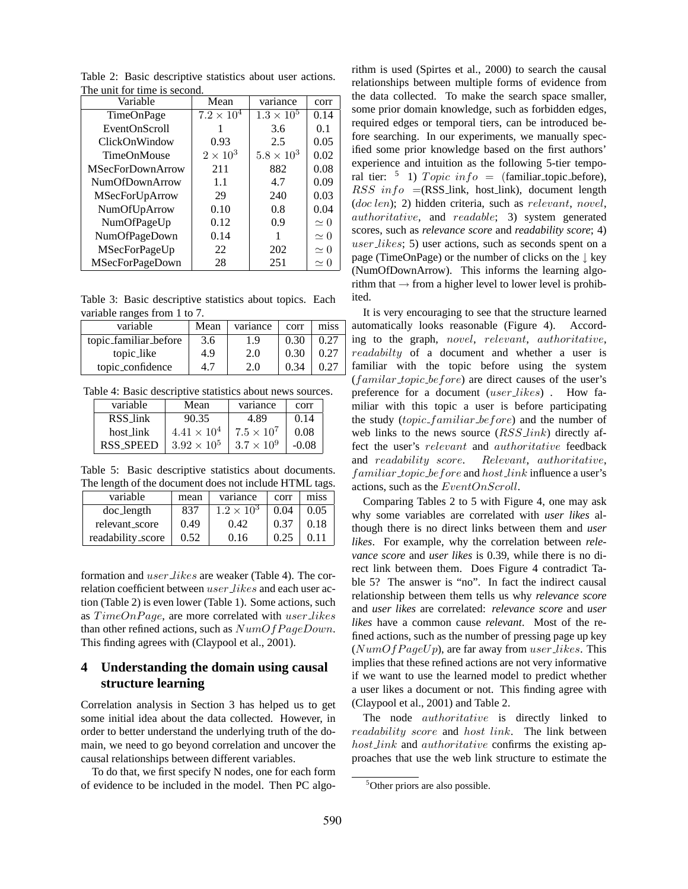Table 2: Basic descriptive statistics about user actions. The unit for time is second.

| Variable | Mean | variance | corr |
|---|---|---|---|
| TimeOnPage | $7.2 \times 10^4$ | $1.3 \times 10^5$ | 0.14 |
| EventOnScroll | 1 | 3.6 | 0.1 |
| ClickOnWindow | 0.93 | 2.5 | 0.05 |
| TimeOnMouse | $2 \times 10^3$ | $5.8 \times 10^3$ | 0.02 |
| MSecForDownArrow | 211 | 882 | 0.08 |
| NumOfDownArrow | 1.1 | 4.7 | 0.09 |
| MSecForUpArrow | 29 | 240 | 0.03 |
| NumOfUpArrow | 0.10 | 0.8 | 0.04 |
| NumOfPageUp | 0.12 | 0.9 | $\simeq 0$ |
| NumOfPageDown | 0.14 | 1 | $\simeq 0$ |
| MSecForPageUp | 22 | 202 | $\simeq 0$ |
| MSecForPageDown | 28 | 251 | $\simeq 0$ |

Table 3: Basic descriptive statistics about topics. Each variable ranges from 1 to 7.

| variable | Mean | variance | corr | miss |
|---|---|---|---|---|
| topic_familiar_before | 3.6 | 1.9 | 0.30 | 0.27 |
| topic_like | 4.9 | 2.0 | 0.30 | 0.27 |
| topic_confidence | 4.7 | 2.0 | 0.34 | 0.27 |

Table 4: Basic descriptive statistics about news sources.

| variable | Mean | variance | corr |
|---|---|---|---|
| RSS_link | 90.35 | 4.89 | 0.14 |
| host_link | $4.41 \times 10^4$ | $7.5 \times 10^7$ | 0.08 |
| RSS_SPEED | $3.92 \times 10^5$ | $3.7 \times 10^9$ | -0.08 |

Table 5: Basic descriptive statistics about documents. The length of the document does not include HTML tags.

| variable | mean | variance | corr | miss |
|---|---|---|---|---|
| doc_length | 837 | $1.2 \times 10^3$ | 0.04 | 0.05 |
| relevant_score | 0.49 | 0.42 | 0.37 | 0.18 |
| readability_score | 0.52 | 0.16 | 0.25 | 0.11 |

formation and $user\_likes$ are weaker (Table 4). The correlation coefficient between $user\_likes$ and each user action (Table 2) is even lower (Table 1). Some actions, such as $TimeOnPage$, are more correlated with $user\_likes$ than other refined actions, such as $NumOfPageDown$. This finding agrees with (Claypool et al., 2001).

## 4 Understanding the domain using causal structure learning

Correlation analysis in Section 3 has helped us to get some initial idea about the data collected. However, in order to better understand the underlying truth of the domain, we need to go beyond correlation and uncover the causal relationships between different variables.

To do that, we first specify N nodes, one for each form of evidence to be included in the model. Then PC algorithm is used (Spirtes et al., 2000) to search the causal relationships between multiple forms of evidence from the data collected. To make the search space smaller, some prior domain knowledge, such as forbidden edges, required edges or temporal tiers, can be introduced before searching. In our experiments, we manually specified some prior knowledge based on the first authors' experience and intuition as the following 5-tier temporal tier: [5] 1) $Topic\ info$ = (familiar_topic_before), $RSS\ info$ =(RSS_link, host_link), document length ($doc\ len$); 2) hidden criteria, such as $relevant$, $novel$, $authoritative$, and $readable$; 3) system generated scores, such as *relevance score* and *readability score*; 4) $user\_likes$; 5) user actions, such as seconds spent on a page (TimeOnPage) or the number of clicks on the ↓ key (NumOfDownArrow). This informs the learning algorithm that → from a higher level to lower level is prohibited.

It is very encouraging to see that the structure learned automatically looks reasonable (Figure 4). According to the graph, $novel$, $relevant$, $authoritative$, $readabilty$ of a document and whether a user is familiar with the topic before using the system ($familar\_topic\_before$) are direct causes of the user's preference for a document ($user\_likes$) . How familiar with this topic a user is before participating the study ($topic\_familiar\_before$) and the number of web links to the news source ($RSS\_link$) directly affect the user's $relevant$ and $authoritative$ feedback and $readability\ score$. $Relevant$, $authoritative$, $familiar\_topic\_before$ and $host\_link$ influence a user's actions, such as the $EventOnScroll$.

Comparing Tables 2 to 5 with Figure 4, one may ask why some variables are correlated with *user likes* although there is no direct links between them and *user likes*. For example, why the correlation between *relevance score* and *user likes* is 0.39, while there is no direct link between them. Does Figure 4 contradict Table 5? The answer is "no". In fact the indirect causal relationship between them tells us why *relevance score* and *user likes* are correlated: *relevance score* and *user likes* have a common cause *relevant*. Most of the refined actions, such as the number of pressing page up key ($NumOfPageUp$), are far away from $user\_likes$. This implies that these refined actions are not very informative if we want to use the learned model to predict whether a user likes a document or not. This finding agree with (Claypool et al., 2001) and Table 2.

The node $authoritative$ is directly linked to $readability\ score$ and $host\ link$. The link between $host\_link$ and $authoritative$ confirms the existing approaches that use the web link structure to estimate the

[5] Other priors are also possible.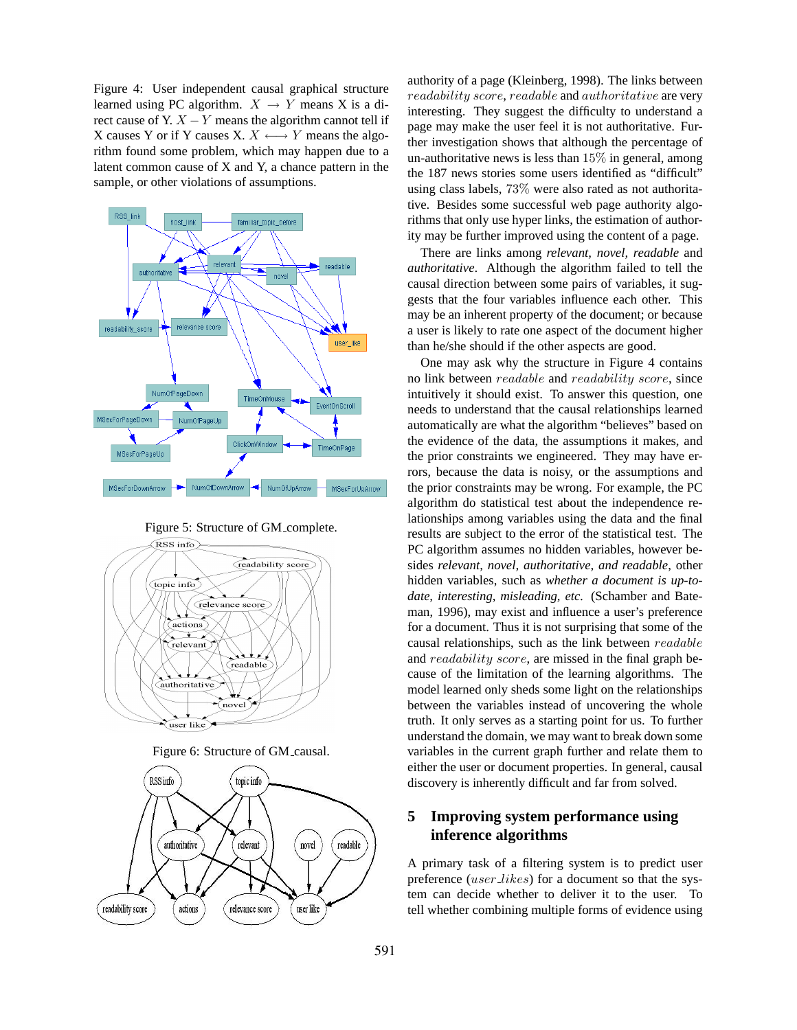Figure 4: User independent causal graphical structure learned using PC algorithm. $X \rightarrow Y$ means X is a direct cause of Y. $X - Y$ means the algorithm cannot tell if X causes Y or if Y causes X. $X \longleftrightarrow Y$ means the algorithm found some problem, which may happen due to a latent common cause of X and Y, a chance pattern in the sample, or other violations of assumptions.

Figure 5: Structure of GM_complete.

Figure 6: Structure of GM_causal.

authority of a page (Kleinberg, 1998). The links between $readability\ score$, $readable$ and $authoritative$ are very interesting. They suggest the difficulty to understand a page may make the user feel it is not authoritative. Further investigation shows that although the percentage of un-authoritative news is less than 15% in general, among the 187 news stories some users identified as "difficult" using class labels, 73% were also rated as not authoritative. Besides some successful web page authority algorithms that only use hyper links, the estimation of authority may be further improved using the content of a page.

There are links among *relevant*, *novel*, *readable* and *authoritative*. Although the algorithm failed to tell the causal direction between some pairs of variables, it suggests that the four variables influence each other. This may be an inherent property of the document; or because a user is likely to rate one aspect of the document higher than he/she should if the other aspects are good.

One may ask why the structure in Figure 4 contains no link between $readable$ and $readability\ score$, since intuitively it should exist. To answer this question, one needs to understand that the causal relationships learned automatically are what the algorithm "believes" based on the evidence of the data, the assumptions it makes, and the prior constraints we engineered. They may have errors, because the data is noisy, or the assumptions and the prior constraints may be wrong. For example, the PC algorithm do statistical test about the independence relationships among variables using the data and the final results are subject to the error of the statistical test. The PC algorithm assumes no hidden variables, however besides *relevant, novel, authoritative, and readable*, other hidden variables, such as *whether a document is up-to-date, interesting, misleading, etc.* (Schamber and Bateman, 1996), may exist and influence a user's preference for a document. Thus it is not surprising that some of the causal relationships, such as the link between $readable$ and $readability\ score$, are missed in the final graph because of the limitation of the learning algorithms. The model learned only sheds some light on the relationships between the variables instead of uncovering the whole truth. It only serves as a starting point for us. To further understand the domain, we may want to break down some variables in the current graph further and relate them to either the user or document properties. In general, causal discovery is inherently difficult and far from solved.

## 5 Improving system performance using inference algorithms

A primary task of a filtering system is to predict user preference ($user\_likes$) for a document so that the system can decide whether to deliver it to the user. To tell whether combining multiple forms of evidence using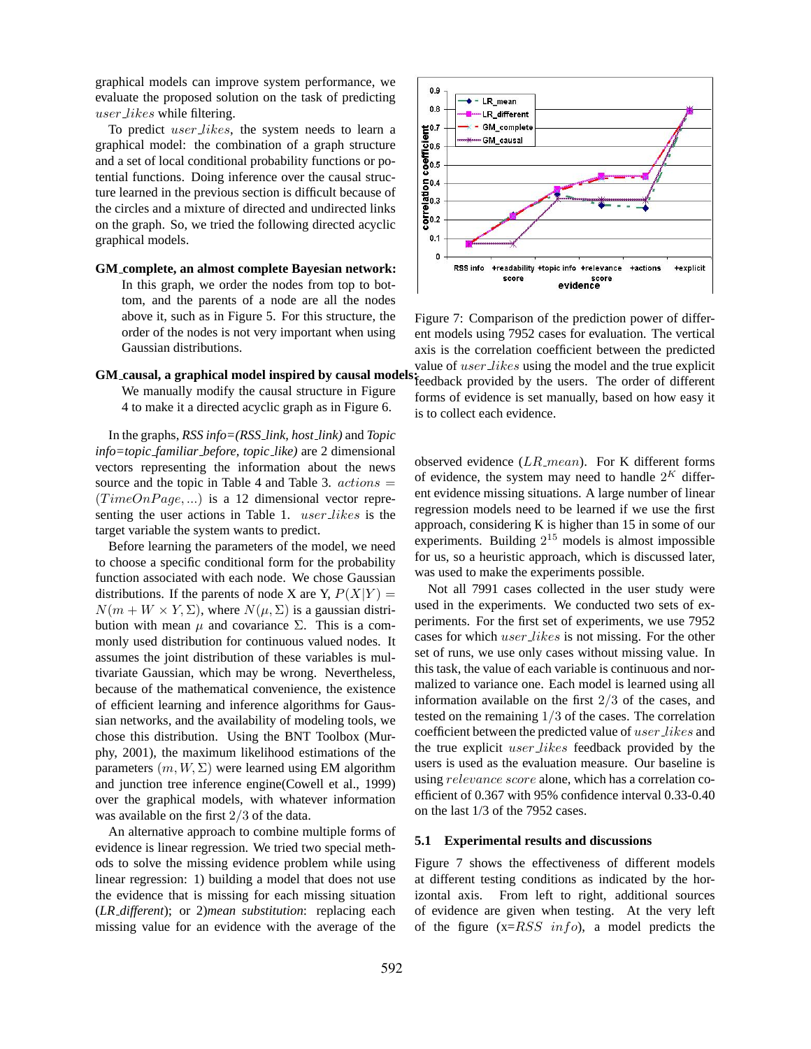graphical models can improve system performance, we evaluate the proposed solution on the task of predicting $user\_likes$ while filtering.

To predict $user\_likes$, the system needs to learn a graphical model: the combination of a graph structure and a set of local conditional probability functions or potential functions. Doing inference over the causal structure learned in the previous section is difficult because of the circles and a mixture of directed and undirected links on the graph. So, we tried the following directed acyclic graphical models.

**GM_complete, an almost complete Bayesian network:** In this graph, we order the nodes from top to bottom, and the parents of a node are all the nodes above it, such as in Figure 5. For this structure, the order of the nodes is not very important when using Gaussian distributions.

**GM_causal, a graphical model inspired by causal models:** We manually modify the causal structure in Figure 4 to make it a directed acyclic graph as in Figure 6.

In the graphs, *RSS info=(RSS_link, host_link)* and *Topic info=topic_familiar_before, topic_like)* are 2 dimensional vectors representing the information about the news source and the topic in Table 4 and Table 3. $actions = (TimeOnPage, ...)$ is a 12 dimensional vector representing the user actions in Table 1. $user\_likes$ is the target variable the system wants to predict.

Before learning the parameters of the model, we need to choose a specific conditional form for the probability function associated with each node. We chose Gaussian distributions. If the parents of node X are Y, $P(X|Y) = N(m + W \times Y, \Sigma)$, where $N(\mu, \Sigma)$ is a gaussian distribution with mean $\mu$ and covariance $\Sigma$. This is a commonly used distribution for continuous valued nodes. It assumes the joint distribution of these variables is multivariate Gaussian, which may be wrong. Nevertheless, because of the mathematical convenience, the existence of efficient learning and inference algorithms for Gaussian networks, and the availability of modeling tools, we chose this distribution. Using the BNT Toolbox (Murphy, 2001), the maximum likelihood estimations of the parameters $(m, W, \Sigma)$ were learned using EM algorithm and junction tree inference engine(Cowell et al., 1999) over the graphical models, with whatever information was available on the first $2/3$ of the data.

An alternative approach to combine multiple forms of evidence is linear regression. We tried two special methods to solve the missing evidence problem while using linear regression: 1) building a model that does not use the evidence that is missing for each missing situation (*LR_different*); or 2)*mean substitution*: replacing each missing value for an evidence with the average of the observed evidence ($LR\_mean$). For K different forms of evidence, the system may need to handle $2^K$ different evidence missing situations. A large number of linear regression models need to be learned if we use the first approach, considering K is higher than 15 in some of our experiments. Building $2^{15}$ models is almost impossible for us, so a heuristic approach, which is discussed later, was used to make the experiments possible.

Not all 7991 cases collected in the user study were used in the experiments. We conducted two sets of experiments. For the first set of experiments, we use 7952 cases for which $user\_likes$ is not missing. For the other set of runs, we use only cases without missing value. In this task, the value of each variable is continuous and normalized to variance one. Each model is learned using all information available on the first $2/3$ of the cases, and tested on the remaining $1/3$ of the cases. The correlation coefficient between the predicted value of $user\_likes$ and the true explicit $user\_likes$ feedback provided by the users is used as the evaluation measure. Our baseline is using $relevance\ score$ alone, which has a correlation coefficient of 0.367 with 95% confidence interval 0.33-0.40 on the last 1/3 of the 7952 cases.

Figure 7: Comparison of the prediction power of different models using 7952 cases for evaluation. The vertical axis is the correlation coefficient between the predicted value of $user\_likes$ using the model and the true explicit feedback provided by the users. The order of different forms of evidence is set manually, based on how easy it is to collect each evidence.

### 5.1 Experimental results and discussions

Figure 7 shows the effectiveness of different models at different testing conditions as indicated by the horizontal axis. From left to right, additional sources of evidence are given when testing. At the very left of the figure (x=$RSS\ info$), a model predicts the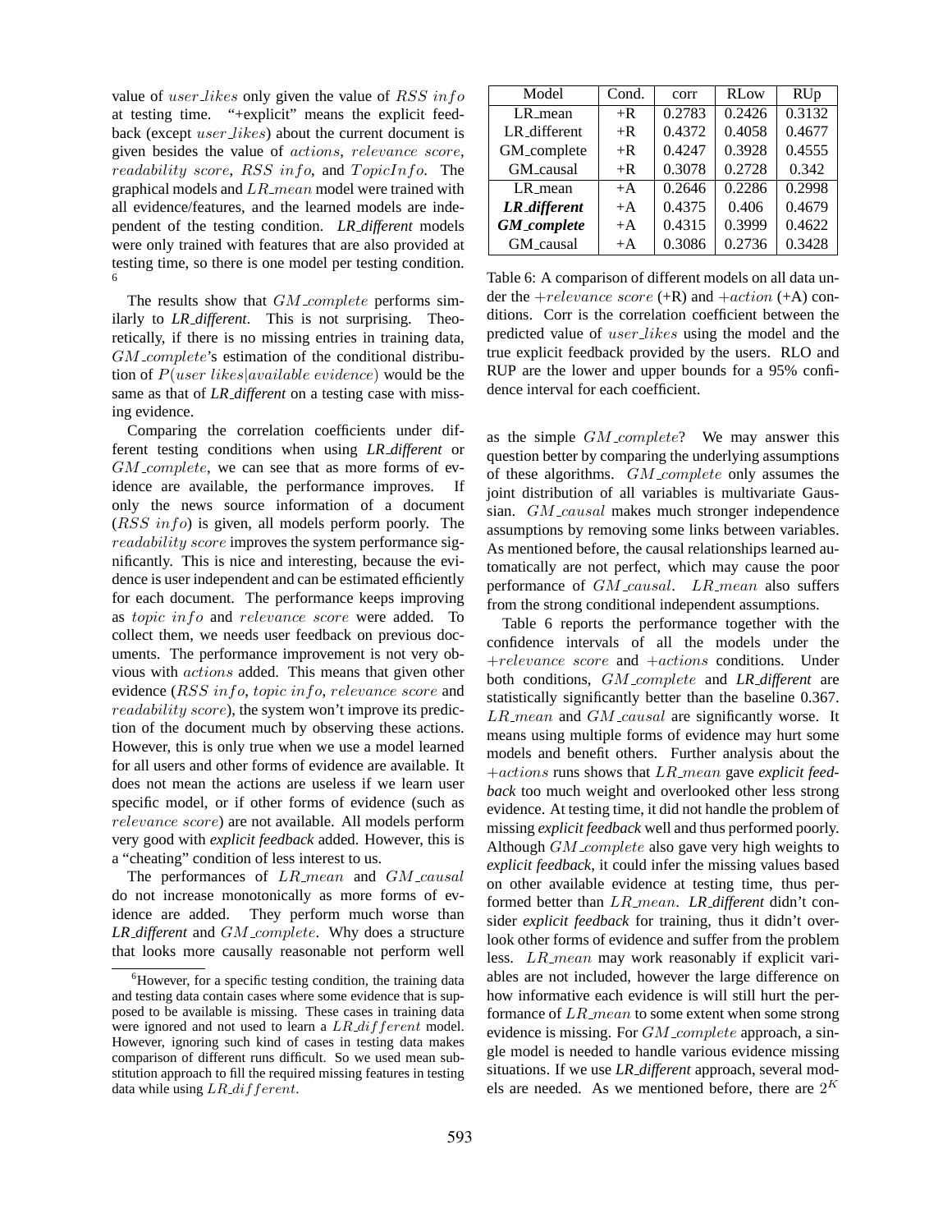value of $user\_likes$ only given the value of $RSS\ info$ at testing time. "+explicit" means the explicit feedback (except $user\_likes$) about the current document is given besides the value of $actions$, $relevance\ score$, $readability\ score$, $RSS\ info$, and $TopicInfo$. The graphical models and $LR\_mean$ model were trained with all evidence/features, and the learned models are independent of the testing condition. ***LR_different*** models were only trained with features that are also provided at testing time, so there is one model per testing condition. [6]

The results show that $GM\_complete$ performs similarly to ***LR_different***. This is not surprising. Theoretically, if there is no missing entries in training data, $GM\_complete$'s estimation of the conditional distribution of $P(user\ likes|available\ evidence)$ would be the same as that of ***LR_different*** on a testing case with missing evidence.

Comparing the correlation coefficients under different testing conditions when using ***LR_different*** or $GM\_complete$, we can see that as more forms of evidence are available, the performance improves. If only the news source information of a document ($RSS\ info$) is given, all models perform poorly. The $readability\ score$ improves the system performance significantly. This is nice and interesting, because the evidence is user independent and can be estimated efficiently for each document. The performance keeps improving as $topic\ info$ and $relevance\ score$ were added. To collect them, we needs user feedback on previous documents. The performance improvement is not very obvious with $actions$ added. This means that given other evidence ($RSS\ info$, $topic\ info$, $relevance\ score$ and $readability\ score$), the system won't improve its prediction of the document much by observing these actions. However, this is only true when we use a model learned for all users and other forms of evidence are available. It does not mean the actions are useless if we learn user specific model, or if other forms of evidence (such as $relevance\ score$) are not available. All models perform very good with ***explicit feedback*** added. However, this is a "cheating" condition of less interest to us.

The performances of $LR\_mean$ and $GM\_causal$ do not increase monotonically as more forms of evidence are added. They perform much worse than ***LR_different*** and $GM\_complete$. Why does a structure that looks more causally reasonable not perform well as the simple $GM\_complete$? We may answer this question better by comparing the underlying assumptions of these algorithms. $GM\_complete$ only assumes the joint distribution of all variables is multivariate Gaussian. $GM\_causal$ makes much stronger independence assumptions by removing some links between variables. As mentioned before, the causal relationships learned automatically are not perfect, which may cause the poor performance of $GM\_causal$. $LR\_mean$ also suffers from the strong conditional independent assumptions.

| Model | Cond. | corr | RLow | RUp |
|---|---|---|---|---|
| LR_mean | +R | 0.2783 | 0.2426 | 0.3132 |
| LR_different | +R | 0.4372 | 0.4058 | 0.4677 |
| GM_complete | +R | 0.4247 | 0.3928 | 0.4555 |
| GM_causal | +R | 0.3078 | 0.2728 | 0.342 |
| LR_mean | +A | 0.2646 | 0.2286 | 0.2998 |
| ***LR_different*** | +A | 0.4375 | 0.406 | 0.4679 |
| ***GM_complete*** | +A | 0.4315 | 0.3999 | 0.4622 |
| GM_causal | +A | 0.3086 | 0.2736 | 0.3428 |

Table 6: A comparison of different models on all data under the $+relevance\ score$ (+R) and $+action$ (+A) conditions. Corr is the correlation coefficient between the predicted value of $user\_likes$ using the model and the true explicit feedback provided by the users. RLO and RUP are the lower and upper bounds for a 95% confidence interval for each coefficient.

Table 6 reports the performance together with the confidence intervals of all the models under the $+relevance\ score$ and $+actions$ conditions. Under both conditions, $GM\_complete$ and ***LR_different*** are statistically significantly better than the baseline 0.367. $LR\_mean$ and $GM\_causal$ are significantly worse. It means using multiple forms of evidence may hurt some models and benefit others. Further analysis about the $+actions$ runs shows that $LR\_mean$ gave ***explicit feedback*** too much weight and overlooked other less strong evidence. At testing time, it did not handle the problem of missing ***explicit feedback*** well and thus performed poorly. Although $GM\_complete$ also gave very high weights to ***explicit feedback***, it could infer the missing values based on other available evidence at testing time, thus performed better than $LR\_mean$. ***LR_different*** didn't consider ***explicit feedback*** for training, thus it didn't overlook other forms of evidence and suffer from the problem less. $LR\_mean$ may work reasonably if explicit variables are not included, however the large difference on how informative each evidence is will still hurt the performance of $LR\_mean$ to some extent when some strong evidence is missing. For $GM\_complete$ approach, a single model is needed to handle various evidence missing situations. If we use ***LR_different*** approach, several models are needed. As we mentioned before, there are $2^K$

[6] However, for a specific testing condition, the training data and testing data contain cases where some evidence that is supposed to be available is missing. These cases in training data were ignored and not used to learn a $LR\_different$ model. However, ignoring such kind of cases in testing data makes comparison of different runs difficult. So we used mean substitution approach to fill the required missing features in testing data while using $LR\_different$.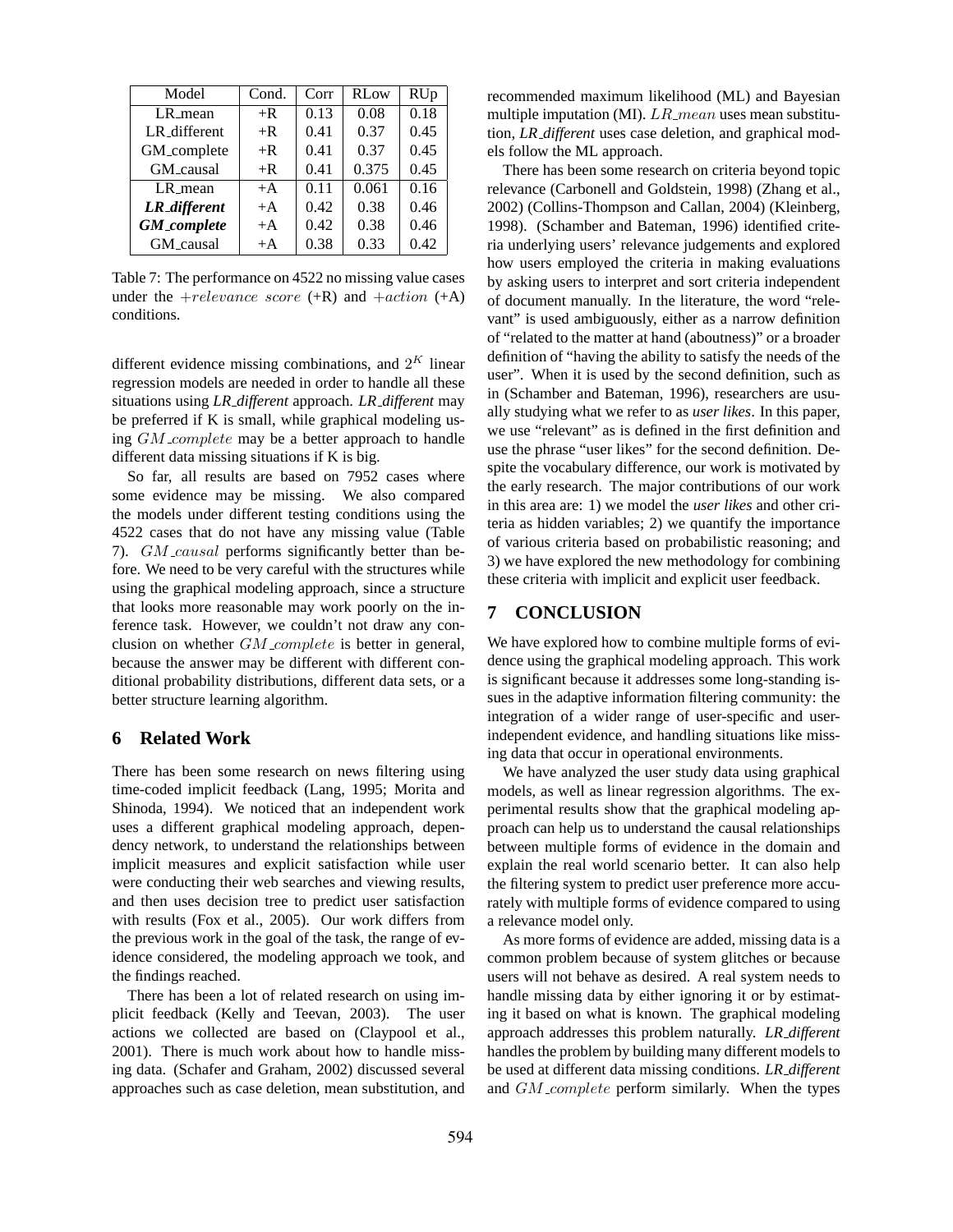| Model | Cond. | Corr | RLow | RUp |
|---|---|---|---|---|
| LR_mean | +R | 0.13 | 0.08 | 0.18 |
| LR_different | +R | 0.41 | 0.37 | 0.45 |
| GM_complete | +R | 0.41 | 0.37 | 0.45 |
| GM_causal | +R | 0.41 | 0.375 | 0.45 |
| LR_mean | +A | 0.11 | 0.061 | 0.16 |
| ***LR_different*** | +A | 0.42 | 0.38 | 0.46 |
| ***GM_complete*** | +A | 0.42 | 0.38 | 0.46 |
| GM_causal | +A | 0.38 | 0.33 | 0.42 |

Table 7: The performance on 4522 no missing value cases under the $+relevance\ score$ (+R) and $+action$ (+A) conditions.

different evidence missing combinations, and $2^K$ linear regression models are needed in order to handle all these situations using *LR_different* approach. *LR_different* may be preferred if K is small, while graphical modeling using $GM\_complete$ may be a better approach to handle different data missing situations if K is big.

So far, all results are based on 7952 cases where some evidence may be missing. We also compared the models under different testing conditions using the 4522 cases that do not have any missing value (Table 7). $GM\_causal$ performs significantly better than before. We need to be very careful with the structures while using the graphical modeling approach, since a structure that looks more reasonable may work poorly on the inference task. However, we couldn't not draw any conclusion on whether $GM\_complete$ is better in general, because the answer may be different with different conditional probability distributions, different data sets, or a better structure learning algorithm.

## 6 Related Work

There has been some research on news filtering using time-coded implicit feedback (Lang, 1995; Morita and Shinoda, 1994). We noticed that an independent work uses a different graphical modeling approach, dependency network, to understand the relationships between implicit measures and explicit satisfaction while user were conducting their web searches and viewing results, and then uses decision tree to predict user satisfaction with results (Fox et al., 2005). Our work differs from the previous work in the goal of the task, the range of evidence considered, the modeling approach we took, and the findings reached.

There has been a lot of related research on using implicit feedback (Kelly and Teevan, 2003). The user actions we collected are based on (Claypool et al., 2001). There is much work about how to handle missing data. (Schafer and Graham, 2002) discussed several approaches such as case deletion, mean substitution, and recommended maximum likelihood (ML) and Bayesian multiple imputation (MI). $LR\_mean$ uses mean substitution, *LR_different* uses case deletion, and graphical models follow the ML approach.

There has been some research on criteria beyond topic relevance (Carbonell and Goldstein, 1998) (Zhang et al., 2002) (Collins-Thompson and Callan, 2004) (Kleinberg, 1998). (Schamber and Bateman, 1996) identified criteria underlying users' relevance judgements and explored how users employed the criteria in making evaluations by asking users to interpret and sort criteria independent of document manually. In the literature, the word "relevant" is used ambiguously, either as a narrow definition of "related to the matter at hand (aboutness)" or a broader definition of "having the ability to satisfy the needs of the user". When it is used by the second definition, such as in (Schamber and Bateman, 1996), researchers are usually studying what we refer to as *user likes*. In this paper, we use "relevant" is as defined in the first definition and use the phrase "user likes" for the second definition. Despite the vocabulary difference, our work is motivated by the early research. The major contributions of our work in this area are: 1) we model the *user likes* and other criteria as hidden variables; 2) we quantify the importance of various criteria based on probabilistic reasoning; and 3) we have explored the new methodology for combining these criteria with implicit and explicit user feedback.

## 7 CONCLUSION

We have explored how to combine multiple forms of evidence using the graphical modeling approach. This work is significant because it addresses some long-standing issues in the adaptive information filtering community: the integration of a wider range of user-specific and user-independent evidence, and handling situations like missing data that occur in operational environments.

We have analyzed the user study data using graphical models, as well as linear regression algorithms. The experimental results show that the graphical modeling approach can help us to understand the causal relationships between multiple forms of evidence in the domain and explain the real world scenario better. It can also help the filtering system to predict user preference more accurately with multiple forms of evidence compared to using a relevance model only.

As more forms of evidence are added, missing data is a common problem because of system glitches or because users will not behave as desired. A real system needs to handle missing data by either ignoring it or by estimating it based on what is known. The graphical modeling approach addresses this problem naturally. *LR_different* handles the problem by building many different models to be used at different data missing conditions. *LR_different* and $GM\_complete$ perform similarly. When the types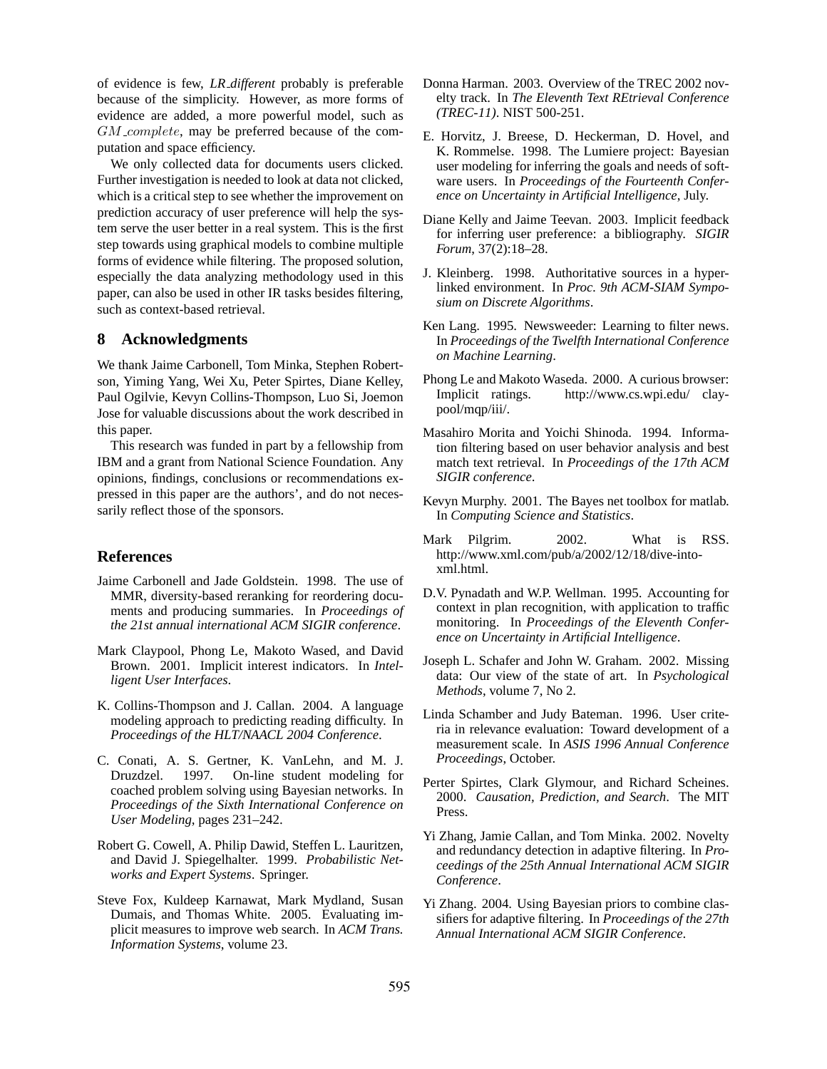of evidence is few, *LR_different* probably is preferable because of the simplicity. However, as more forms of evidence are added, a more powerful model, such as $GM\_complete$, may be preferred because of the computation and space efficiency.

We only collected data for documents users clicked. Further investigation is needed to look at data not clicked, which is a critical step to see whether the improvement on prediction accuracy of user preference will help the system serve the user better in a real system. This is the first step towards using graphical models to combine multiple forms of evidence while filtering. The proposed solution, especially the data analyzing methodology used in this paper, can also be used in other IR tasks besides filtering, such as context-based retrieval.

## 8 Acknowledgments

We thank Jaime Carbonell, Tom Minka, Stephen Robertson, Yiming Yang, Wei Xu, Peter Spirtes, Diane Kelley, Paul Ogilvie, Kevyn Collins-Thompson, Luo Si, Joemon Jose for valuable discussions about the work described in this paper.

This research was funded in part by a fellowship from IBM and a grant from National Science Foundation. Any opinions, findings, conclusions or recommendations expressed in this paper are the authors', and do not necessarily reflect those of the sponsors.

## References

Jaime Carbonell and Jade Goldstein. 1998. The use of MMR, diversity-based reranking for reordering documents and producing summaries. In *Proceedings of the 21st annual international ACM SIGIR conference*.

Mark Claypool, Phong Le, Makoto Wased, and David Brown. 2001. Implicit interest indicators. In *Intelligent User Interfaces*.

K. Collins-Thompson and J. Callan. 2004. A language modeling approach to predicting reading difficulty. In *Proceedings of the HLT/NAACL 2004 Conference*.

C. Conati, A. S. Gertner, K. VanLehn, and M. J. Druzdzel. 1997. On-line student modeling for coached problem solving using Bayesian networks. In *Proceedings of the Sixth International Conference on User Modeling*, pages 231–242.

Robert G. Cowell, A. Philip Dawid, Steffen L. Lauritzen, and David J. Spiegelhalter. 1999. *Probabilistic Networks and Expert Systems*. Springer.

Steve Fox, Kuldeep Karnawat, Mark Mydland, Susan Dumais, and Thomas White. 2005. Evaluating implicit measures to improve web search. In *ACM Trans. Information Systems*, volume 23.

Donna Harman. 2003. Overview of the TREC 2002 novelty track. In *The Eleventh Text REtrieval Conference (TREC-11)*. NIST 500-251.

E. Horvitz, J. Breese, D. Heckerman, D. Hovel, and K. Rommelse. 1998. The Lumiere project: Bayesian user modeling for inferring the goals and needs of software users. In *Proceedings of the Fourteenth Conference on Uncertainty in Artificial Intelligence*, July.

Diane Kelly and Jaime Teevan. 2003. Implicit feedback for inferring user preference: a bibliography. *SIGIR Forum*, 37(2):18–28.

J. Kleinberg. 1998. Authoritative sources in a hyperlinked environment. In *Proc. 9th ACM-SIAM Symposium on Discrete Algorithms*.

Ken Lang. 1995. Newsweeder: Learning to filter news. In *Proceedings of the Twelfth International Conference on Machine Learning*.

Phong Le and Makoto Waseda. 2000. A curious browser: Implicit ratings. http://www.cs.wpi.edu/ claypool/mqp/iii/.

Masahiro Morita and Yoichi Shinoda. 1994. Information filtering based on user behavior analysis and best match text retrieval. In *Proceedings of the 17th ACM SIGIR conference*.

Kevyn Murphy. 2001. The Bayes net toolbox for matlab. In *Computing Science and Statistics*.

Mark Pilgrim. 2002. What is RSS. http://www.xml.com/pub/a/2002/12/18/dive-into-xml.html.

D.V. Pynadath and W.P. Wellman. 1995. Accounting for context in plan recognition, with application to traffic monitoring. In *Proceedings of the Eleventh Conference on Uncertainty in Artificial Intelligence*.

Joseph L. Schafer and John W. Graham. 2002. Missing data: Our view of the state of art. In *Psychological Methods*, volume 7, No 2.

Linda Schamber and Judy Bateman. 1996. User criteria in relevance evaluation: Toward development of a measurement scale. In *ASIS 1996 Annual Conference Proceedings*, October.

Perter Spirtes, Clark Glymour, and Richard Scheines. 2000. *Causation, Prediction, and Search*. The MIT Press.

Yi Zhang, Jamie Callan, and Tom Minka. 2002. Novelty and redundancy detection in adaptive filtering. In *Proceedings of the 25th Annual International ACM SIGIR Conference*.

Yi Zhang. 2004. Using Bayesian priors to combine classifiers for adaptive filtering. In *Proceedings of the 27th Annual International ACM SIGIR Conference*.